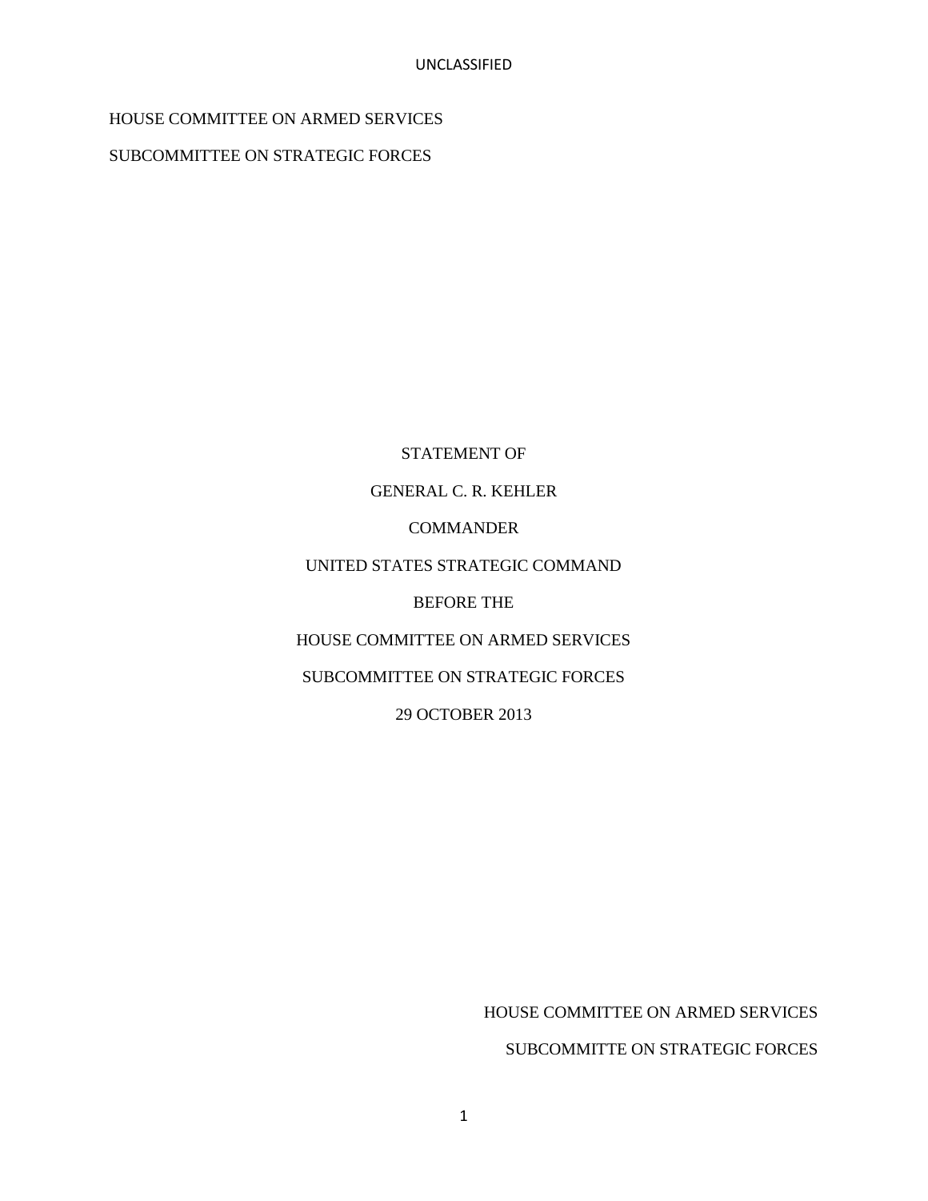HOUSE COMMITTEE ON ARMED SERVICES

SUBCOMMITTEE ON STRATEGIC FORCES

STATEMENT OF

GENERAL C. R. KEHLER

COMMANDER

UNITED STATES STRATEGIC COMMAND

BEFORE THE

HOUSE COMMITTEE ON ARMED SERVICES

SUBCOMMITTEE ON STRATEGIC FORCES

29 OCTOBER 2013

HOUSE COMMITTEE ON ARMED SERVICES

SUBCOMMITTE ON STRATEGIC FORCES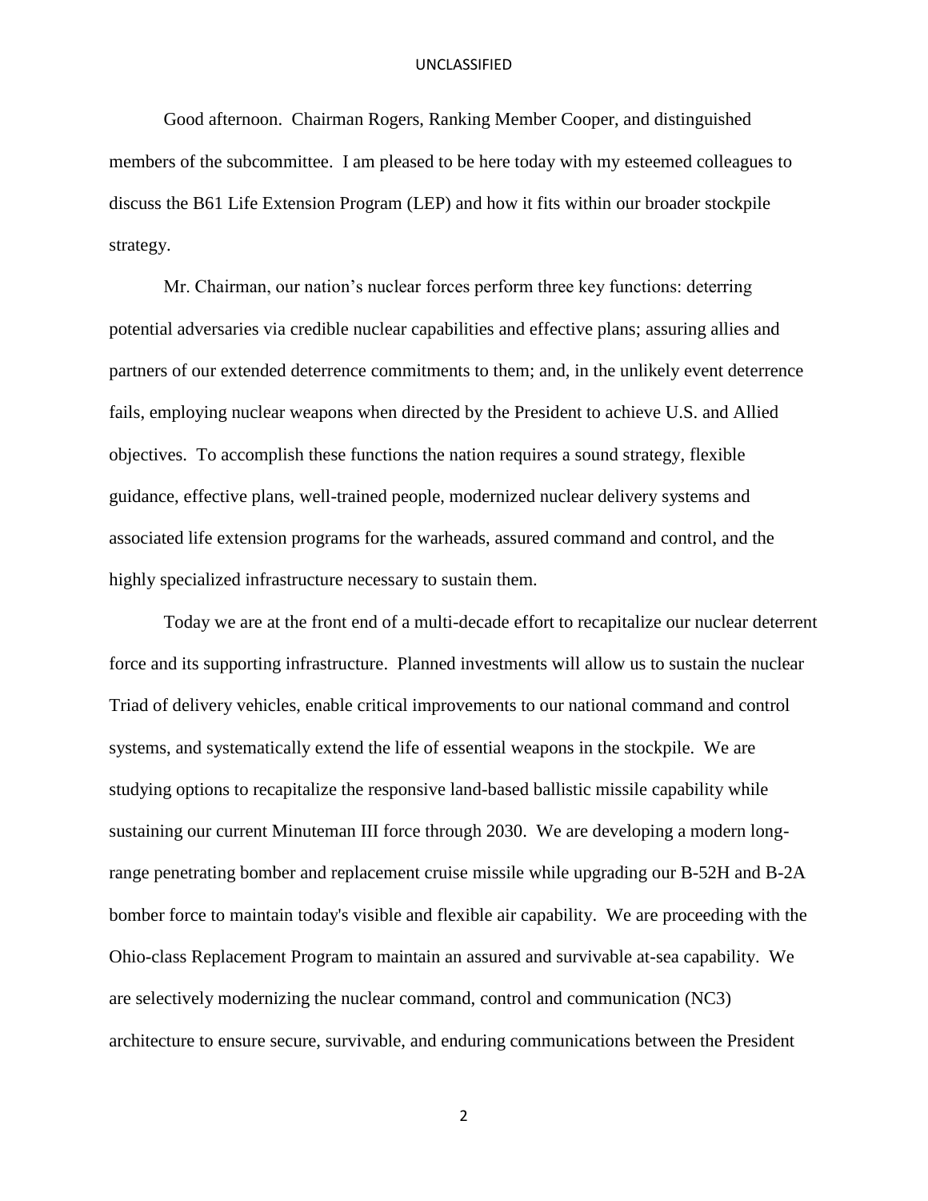Good afternoon. Chairman Rogers, Ranking Member Cooper, and distinguished members of the subcommittee. I am pleased to be here today with my esteemed colleagues to discuss the B61 Life Extension Program (LEP) and how it fits within our broader stockpile strategy.

Mr. Chairman, our nation's nuclear forces perform three key functions: deterring potential adversaries via credible nuclear capabilities and effective plans; assuring allies and partners of our extended deterrence commitments to them; and, in the unlikely event deterrence fails, employing nuclear weapons when directed by the President to achieve U.S. and Allied objectives. To accomplish these functions the nation requires a sound strategy, flexible guidance, effective plans, well-trained people, modernized nuclear delivery systems and associated life extension programs for the warheads, assured command and control, and the highly specialized infrastructure necessary to sustain them.

Today we are at the front end of a multi-decade effort to recapitalize our nuclear deterrent force and its supporting infrastructure. Planned investments will allow us to sustain the nuclear Triad of delivery vehicles, enable critical improvements to our national command and control systems, and systematically extend the life of essential weapons in the stockpile. We are studying options to recapitalize the responsive land-based ballistic missile capability while sustaining our current Minuteman III force through 2030. We are developing a modern long-range penetrating bomber and replacement cruise missile while upgrading our B-52H and B-2A bomber force to maintain today's visible and flexible air capability. We are proceeding with the Ohio-class Replacement Program to maintain an assured and survivable at-sea capability. We are selectively modernizing the nuclear command, control and communication (NC3) architecture to ensure secure, survivable, and enduring communications between the President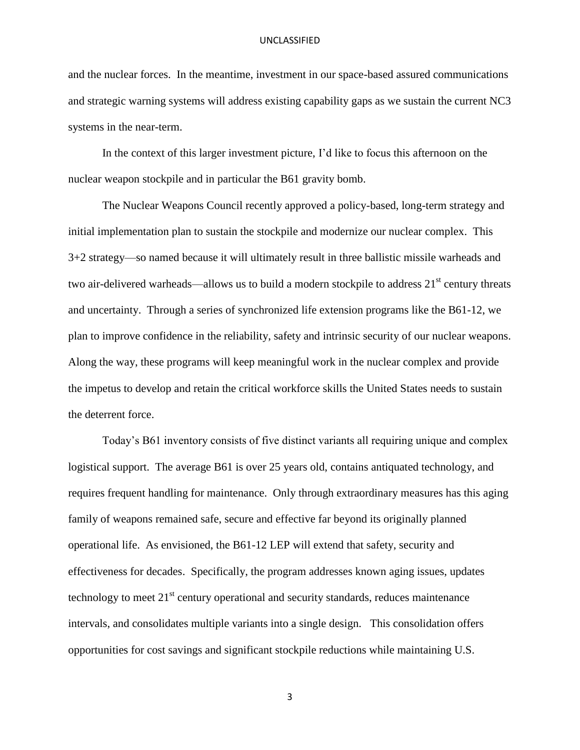and the nuclear forces. In the meantime, investment in our space-based assured communications and strategic warning systems will address existing capability gaps as we sustain the current NC3 systems in the near-term.

In the context of this larger investment picture, I'd like to focus this afternoon on the nuclear weapon stockpile and in particular the B61 gravity bomb.

The Nuclear Weapons Council recently approved a policy-based, long-term strategy and initial implementation plan to sustain the stockpile and modernize our nuclear complex. This 3+2 strategy—so named because it will ultimately result in three ballistic missile warheads and two air-delivered warheads—allows us to build a modern stockpile to address 21st century threats and uncertainty. Through a series of synchronized life extension programs like the B61-12, we plan to improve confidence in the reliability, safety and intrinsic security of our nuclear weapons. Along the way, these programs will keep meaningful work in the nuclear complex and provide the impetus to develop and retain the critical workforce skills the United States needs to sustain the deterrent force.

Today's B61 inventory consists of five distinct variants all requiring unique and complex logistical support. The average B61 is over 25 years old, contains antiquated technology, and requires frequent handling for maintenance. Only through extraordinary measures has this aging family of weapons remained safe, secure and effective far beyond its originally planned operational life. As envisioned, the B61-12 LEP will extend that safety, security and effectiveness for decades. Specifically, the program addresses known aging issues, updates technology to meet 21st century operational and security standards, reduces maintenance intervals, and consolidates multiple variants into a single design. This consolidation offers opportunities for cost savings and significant stockpile reductions while maintaining U.S.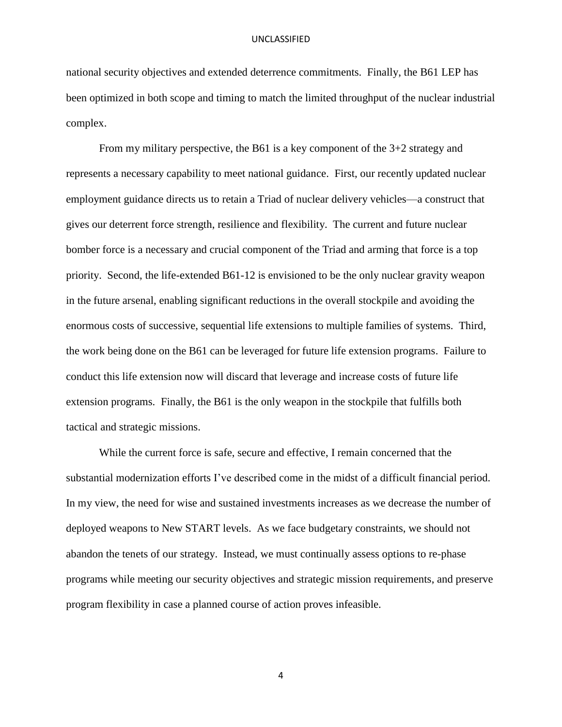national security objectives and extended deterrence commitments. Finally, the B61 LEP has been optimized in both scope and timing to match the limited throughput of the nuclear industrial complex.

From my military perspective, the B61 is a key component of the 3+2 strategy and represents a necessary capability to meet national guidance. First, our recently updated nuclear employment guidance directs us to retain a Triad of nuclear delivery vehicles—a construct that gives our deterrent force strength, resilience and flexibility. The current and future nuclear bomber force is a necessary and crucial component of the Triad and arming that force is a top priority. Second, the life-extended B61-12 is envisioned to be the only nuclear gravity weapon in the future arsenal, enabling significant reductions in the overall stockpile and avoiding the enormous costs of successive, sequential life extensions to multiple families of systems. Third, the work being done on the B61 can be leveraged for future life extension programs. Failure to conduct this life extension now will discard that leverage and increase costs of future life extension programs. Finally, the B61 is the only weapon in the stockpile that fulfills both tactical and strategic missions.

While the current force is safe, secure and effective, I remain concerned that the substantial modernization efforts I've described come in the midst of a difficult financial period. In my view, the need for wise and sustained investments increases as we decrease the number of deployed weapons to New START levels. As we face budgetary constraints, we should not abandon the tenets of our strategy. Instead, we must continually assess options to re-phase programs while meeting our security objectives and strategic mission requirements, and preserve program flexibility in case a planned course of action proves infeasible.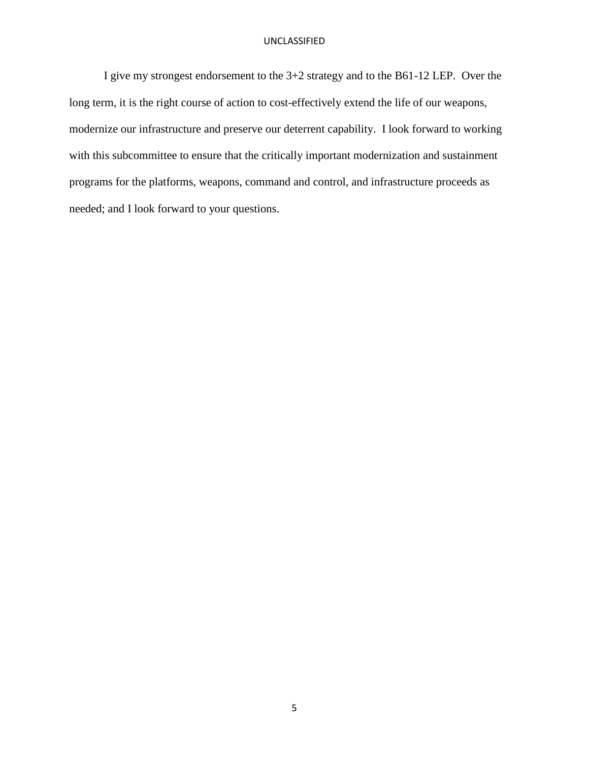I give my strongest endorsement to the 3+2 strategy and to the B61-12 LEP. Over the long term, it is the right course of action to cost-effectively extend the life of our weapons, modernize our infrastructure and preserve our deterrent capability. I look forward to working with this subcommittee to ensure that the critically important modernization and sustainment programs for the platforms, weapons, command and control, and infrastructure proceeds as needed; and I look forward to your questions.